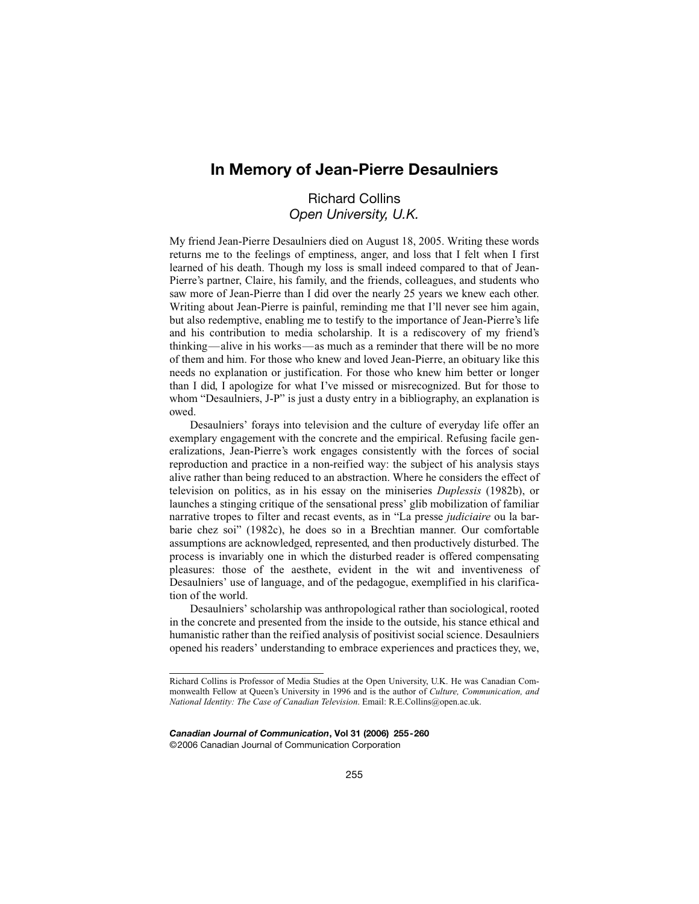# In Memory of Jean-Pierre Desaulniers

Richard Collins
*Open University, U.K.*

My friend Jean-Pierre Desaulniers died on August 18, 2005. Writing these words returns me to the feelings of emptiness, anger, and loss that I felt when I first learned of his death. Though my loss is small indeed compared to that of Jean-Pierre's partner, Claire, his family, and the friends, colleagues, and students who saw more of Jean-Pierre than I did over the nearly 25 years we knew each other. Writing about Jean-Pierre is painful, reminding me that I'll never see him again, but also redemptive, enabling me to testify to the importance of Jean-Pierre's life and his contribution to media scholarship. It is a rediscovery of my friend's thinking—alive in his works—as much as a reminder that there will be no more of them and him. For those who knew and loved Jean-Pierre, an obituary like this needs no explanation or justification. For those who knew him better or longer than I did, I apologize for what I've missed or misrecognized. But for those to whom "Desaulniers, J-P" is just a dusty entry in a bibliography, an explanation is owed.

Desaulniers' forays into television and the culture of everyday life offer an exemplary engagement with the concrete and the empirical. Refusing facile generalizations, Jean-Pierre's work engages consistently with the forces of social reproduction and practice in a non-reified way: the subject of his analysis stays alive rather than being reduced to an abstraction. Where he considers the effect of television on politics, as in his essay on the miniseries *Duplessis* (1982b), or launches a stinging critique of the sensational press' glib mobilization of familiar narrative tropes to filter and recast events, as in "La presse *judiciaire* ou la barbarie chez soi" (1982c), he does so in a Brechtian manner. Our comfortable assumptions are acknowledged, represented, and then productively disturbed. The process is invariably one in which the disturbed reader is offered compensating pleasures: those of the aesthete, evident in the wit and inventiveness of Desaulniers' use of language, and of the pedagogue, exemplified in his clarification of the world.

Desaulniers' scholarship was anthropological rather than sociological, rooted in the concrete and presented from the inside to the outside, his stance ethical and humanistic rather than the reified analysis of positivist social science. Desaulniers opened his readers' understanding to embrace experiences and practices they, we,

---

Richard Collins is Professor of Media Studies at the Open University, U.K. He was Canadian Commonwealth Fellow at Queen's University in 1996 and is the author of *Culture, Communication, and National Identity: The Case of Canadian Television*. Email: R.E.Collins@open.ac.uk.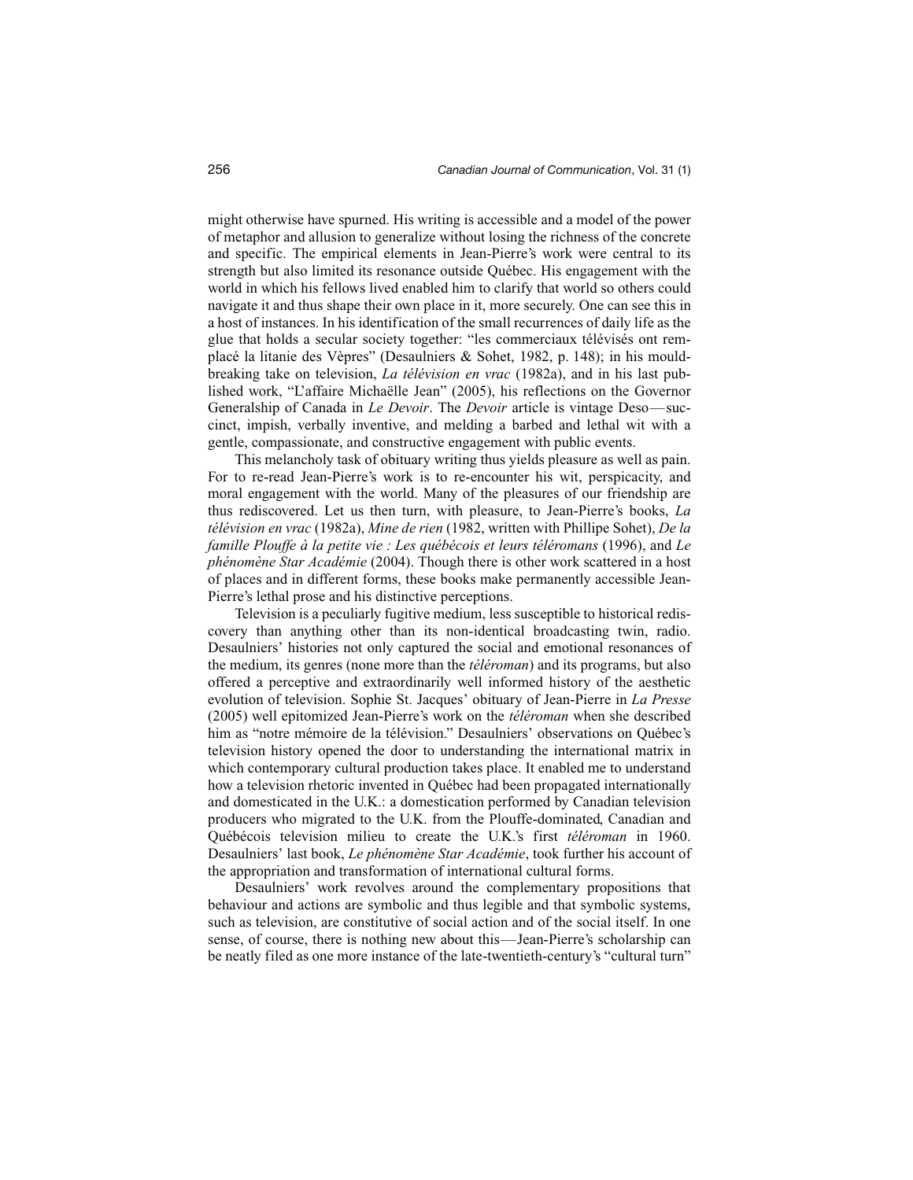might otherwise have spurned. His writing is accessible and a model of the power of metaphor and allusion to generalize without losing the richness of the concrete and specific. The empirical elements in Jean-Pierre's work were central to its strength but also limited its resonance outside Québec. His engagement with the world in which his fellows lived enabled him to clarify that world so others could navigate it and thus shape their own place in it, more securely. One can see this in a host of instances. In his identification of the small recurrences of daily life as the glue that holds a secular society together: "les commerciaux télévisés ont remplacé la litanie des Vèpres" (Desaulniers & Sohet, 1982, p. 148); in his mouldbreaking take on television, *La télévision en vrac* (1982a), and in his last published work, "L'affaire Michaëlle Jean" (2005), his reflections on the Governor Generalship of Canada in *Le Devoir*. The *Devoir* article is vintage Deso—succinct, impish, verbally inventive, and melding a barbed and lethal wit with a gentle, compassionate, and constructive engagement with public events.

This melancholy task of obituary writing thus yields pleasure as well as pain. For to re-read Jean-Pierre's work is to re-encounter his wit, perspicacity, and moral engagement with the world. Many of the pleasures of our friendship are thus rediscovered. Let us then turn, with pleasure, to Jean-Pierre's books, *La télévision en vrac* (1982a), *Mine de rien* (1982, written with Phillipe Sohet), *De la famille Plouffe à la petite vie : Les québécois et leurs téléromans* (1996), and *Le phénomène Star Académie* (2004). Though there is other work scattered in a host of places and in different forms, these books make permanently accessible Jean-Pierre's lethal prose and his distinctive perceptions.

Television is a peculiarly fugitive medium, less susceptible to historical rediscovery than anything other than its non-identical broadcasting twin, radio. Desaulniers' histories not only captured the social and emotional resonances of the medium, its genres (none more than the *téléroman*) and its programs, but also offered a perceptive and extraordinarily well informed history of the aesthetic evolution of television. Sophie St. Jacques' obituary of Jean-Pierre in *La Presse* (2005) well epitomized Jean-Pierre's work on the *téléroman* when she described him as "notre mémoire de la télévision." Desaulniers' observations on Québec's television history opened the door to understanding the international matrix in which contemporary cultural production takes place. It enabled me to understand how a television rhetoric invented in Québec had been propagated internationally and domesticated in the U.K.: a domestication performed by Canadian television producers who migrated to the U.K. from the Plouffe-dominated, Canadian and Québécois television milieu to create the U.K.'s first *téléroman* in 1960. Desaulniers' last book, *Le phénomène Star Académie*, took further his account of the appropriation and transformation of international cultural forms.

Desaulniers' work revolves around the complementary propositions that behaviour and actions are symbolic and thus legible and that symbolic systems, such as television, are constitutive of social action and of the social itself. In one sense, of course, there is nothing new about this—Jean-Pierre's scholarship can be neatly filed as one more instance of the late-twentieth-century's "cultural turn"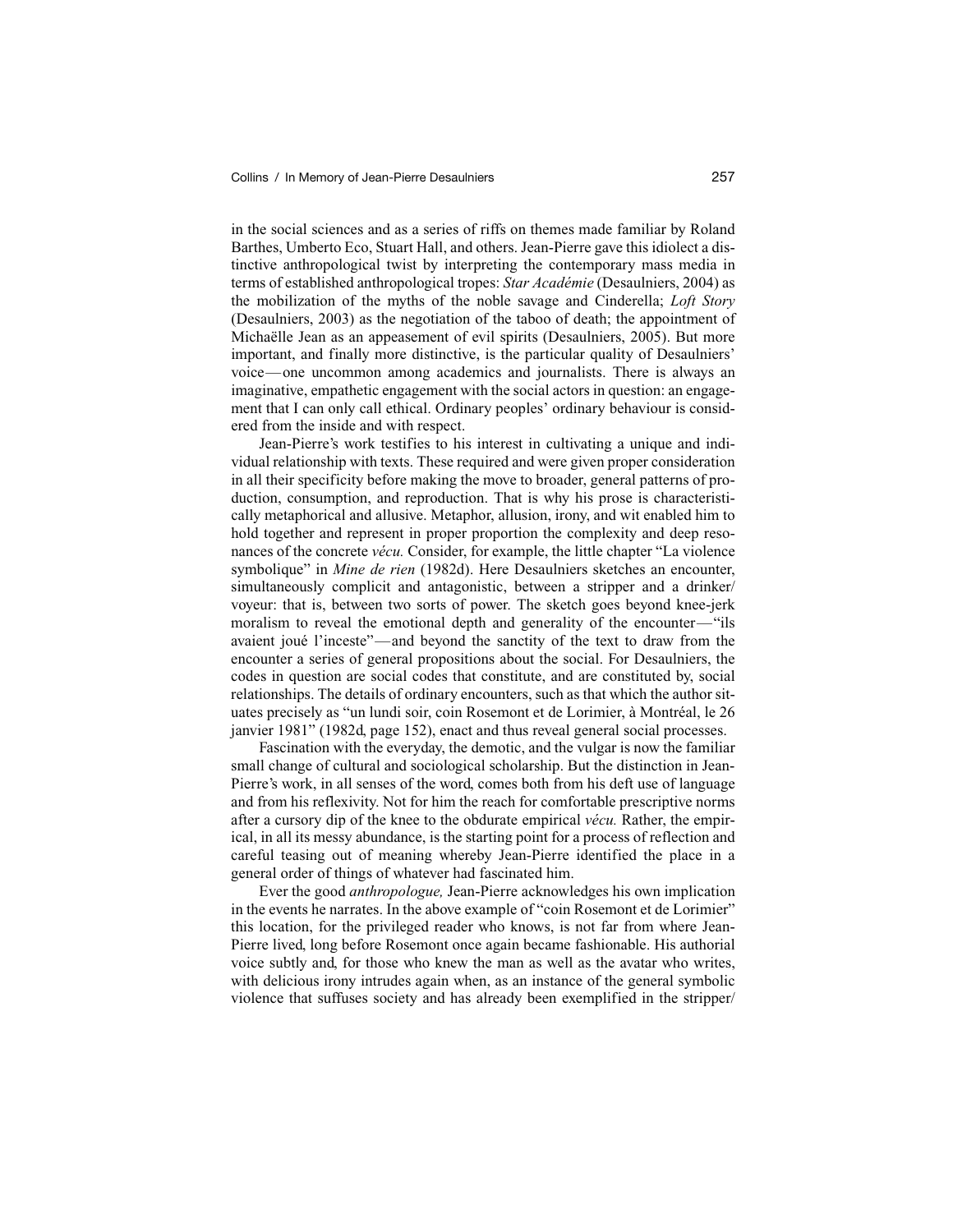in the social sciences and as a series of riffs on themes made familiar by Roland Barthes, Umberto Eco, Stuart Hall, and others. Jean-Pierre gave this idiolect a distinctive anthropological twist by interpreting the contemporary mass media in terms of established anthropological tropes: *Star Académie* (Desaulniers, 2004) as the mobilization of the myths of the noble savage and Cinderella; *Loft Story* (Desaulniers, 2003) as the negotiation of the taboo of death; the appointment of Michaëlle Jean as an appeasement of evil spirits (Desaulniers, 2005). But more important, and finally more distinctive, is the particular quality of Desaulniers' voice—one uncommon among academics and journalists. There is always an imaginative, empathetic engagement with the social actors in question: an engagement that I can only call ethical. Ordinary peoples' ordinary behaviour is considered from the inside and with respect.

Jean-Pierre's work testifies to his interest in cultivating a unique and individual relationship with texts. These required and were given proper consideration in all their specificity before making the move to broader, general patterns of production, consumption, and reproduction. That is why his prose is characteristically metaphorical and allusive. Metaphor, allusion, irony, and wit enabled him to hold together and represent in proper proportion the complexity and deep resonances of the concrete *vécu.* Consider, for example, the little chapter "La violence symbolique" in *Mine de rien* (1982d). Here Desaulniers sketches an encounter, simultaneously complicit and antagonistic, between a stripper and a drinker/voyeur: that is, between two sorts of power. The sketch goes beyond knee-jerk moralism to reveal the emotional depth and generality of the encounter—"ils avaient joué l'inceste"—and beyond the sanctity of the text to draw from the encounter a series of general propositions about the social. For Desaulniers, the codes in question are social codes that constitute, and are constituted by, social relationships. The details of ordinary encounters, such as that which the author situates precisely as "un lundi soir, coin Rosemont et de Lorimier, à Montréal, le 26 janvier 1981" (1982d, page 152), enact and thus reveal general social processes.

Fascination with the everyday, the demotic, and the vulgar is now the familiar small change of cultural and sociological scholarship. But the distinction in Jean-Pierre's work, in all senses of the word, comes both from his deft use of language and from his reflexivity. Not for him the reach for comfortable prescriptive norms after a cursory dip of the knee to the obdurate empirical *vécu.* Rather, the empirical, in all its messy abundance, is the starting point for a process of reflection and careful teasing out of meaning whereby Jean-Pierre identified the place in a general order of things of whatever had fascinated him.

Ever the good *anthropologue,* Jean-Pierre acknowledges his own implication in the events he narrates. In the above example of "coin Rosemont et de Lorimier" this location, for the privileged reader who knows, is not far from where Jean-Pierre lived, long before Rosemont once again became fashionable. His authorial voice subtly and, for those who knew the man as well as the avatar who writes, with delicious irony intrudes again when, as an instance of the general symbolic violence that suffuses society and has already been exemplified in the stripper/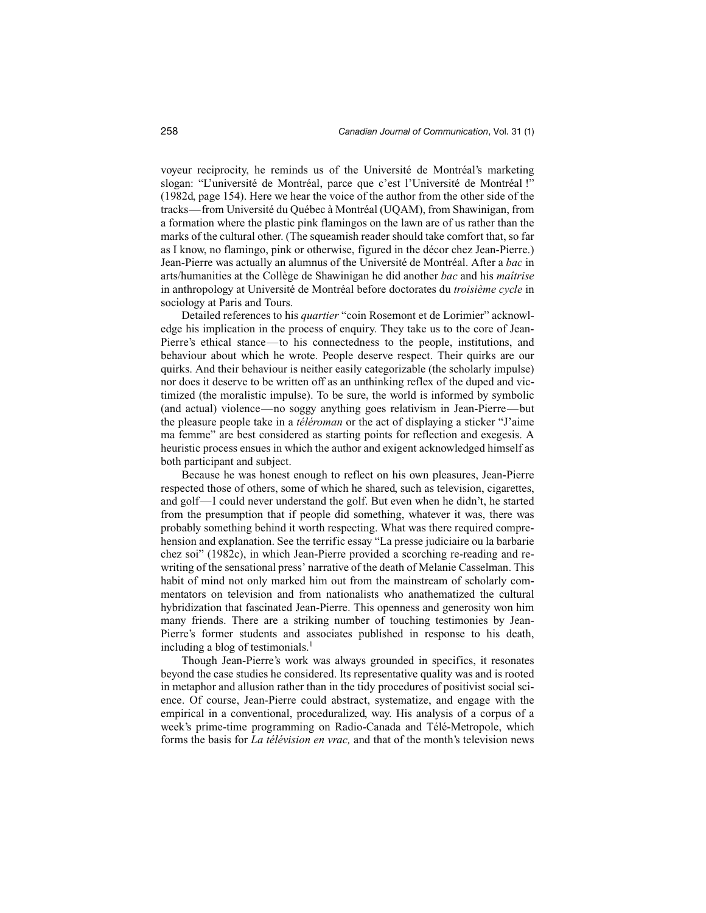voyeur reciprocity, he reminds us of the Université de Montréal's marketing slogan: "L'université de Montréal, parce que c'est l'Université de Montréal !" (1982d, page 154). Here we hear the voice of the author from the other side of the tracks—from Université du Québec à Montréal (UQAM), from Shawinigan, from a formation where the plastic pink flamingos on the lawn are of us rather than the marks of the cultural other. (The squeamish reader should take comfort that, so far as I know, no flamingo, pink or otherwise, figured in the décor chez Jean-Pierre.) Jean-Pierre was actually an alumnus of the Université de Montréal. After a *bac* in arts/humanities at the Collège de Shawinigan he did another *bac* and his *maîtrise* in anthropology at Université de Montréal before doctorates du *troisième cycle* in sociology at Paris and Tours.

Detailed references to his *quartier* "coin Rosemont et de Lorimier" acknowledge his implication in the process of enquiry. They take us to the core of Jean-Pierre's ethical stance—to his connectedness to the people, institutions, and behaviour about which he wrote. People deserve respect. Their quirks are our quirks. And their behaviour is neither easily categorizable (the scholarly impulse) nor does it deserve to be written off as an unthinking reflex of the duped and victimized (the moralistic impulse). To be sure, the world is informed by symbolic (and actual) violence—no soggy anything goes relativism in Jean-Pierre—but the pleasure people take in a *téléroman* or the act of displaying a sticker "J'aime ma femme" are best considered as starting points for reflection and exegesis. A heuristic process ensues in which the author and exigent acknowledged himself as both participant and subject.

Because he was honest enough to reflect on his own pleasures, Jean-Pierre respected those of others, some of which he shared, such as television, cigarettes, and golf—I could never understand the golf. But even when he didn't, he started from the presumption that if people did something, whatever it was, there was probably something behind it worth respecting. What was there required comprehension and explanation. See the terrific essay "La presse judiciaire ou la barbarie chez soi" (1982c), in which Jean-Pierre provided a scorching re-reading and re-writing of the sensational press' narrative of the death of Melanie Casselman. This habit of mind not only marked him out from the mainstream of scholarly commentators on television and from nationalists who anathematized the cultural hybridization that fascinated Jean-Pierre. This openness and generosity won him many friends. There are a striking number of touching testimonies by Jean-Pierre's former students and associates published in response to his death, including a blog of testimonials.[1]

Though Jean-Pierre's work was always grounded in specifics, it resonates beyond the case studies he considered. Its representative quality was and is rooted in metaphor and allusion rather than in the tidy procedures of positivist social science. Of course, Jean-Pierre could abstract, systematize, and engage with the empirical in a conventional, proceduralized, way. His analysis of a corpus of a week's prime-time programming on Radio-Canada and Télé-Metropole, which forms the basis for *La télévision en vrac,* and that of the month's television news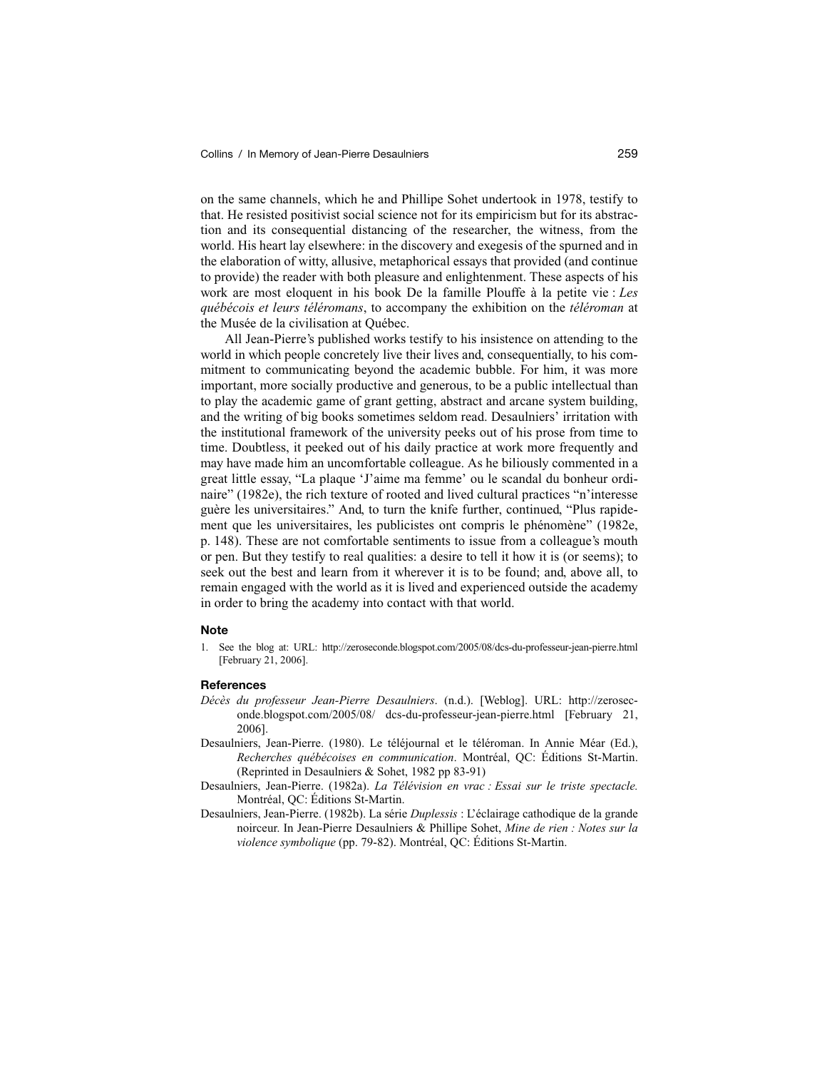on the same channels, which he and Phillipe Sohet undertook in 1978, testify to that. He resisted positivist social science not for its empiricism but for its abstraction and its consequential distancing of the researcher, the witness, from the world. His heart lay elsewhere: in the discovery and exegesis of the spurned and in the elaboration of witty, allusive, metaphorical essays that provided (and continue to provide) the reader with both pleasure and enlightenment. These aspects of his work are most eloquent in his book De la famille Plouffe à la petite vie : *Les québécois et leurs téléromans*, to accompany the exhibition on the *téléroman* at the Musée de la civilisation at Québec.

All Jean-Pierre's published works testify to his insistence on attending to the world in which people concretely live their lives and, consequentially, to his commitment to communicating beyond the academic bubble. For him, it was more important, more socially productive and generous, to be a public intellectual than to play the academic game of grant getting, abstract and arcane system building, and the writing of big books sometimes seldom read. Desaulniers' irritation with the institutional framework of the university peeks out of his prose from time to time. Doubtless, it peeked out of his daily practice at work more frequently and may have made him an uncomfortable colleague. As he biliously commented in a great little essay, "La plaque 'J'aime ma femme' ou le scandal du bonheur ordinaire" (1982e), the rich texture of rooted and lived cultural practices "n'interesse guère les universitaires." And, to turn the knife further, continued, "Plus rapidement que les universitaires, les publicistes ont compris le phénomène" (1982e, p. 148). These are not comfortable sentiments to issue from a colleague's mouth or pen. But they testify to real qualities: a desire to tell it how it is (or seems); to seek out the best and learn from it wherever it is to be found; and, above all, to remain engaged with the world as it is lived and experienced outside the academy in order to bring the academy into contact with that world.

#### Note

1. See the blog at: URL: http://zeroseconde.blogspot.com/2005/08/dcs-du-professeur-jean-pierre.html [February 21, 2006].

#### References

*Décès du professeur Jean-Pierre Desaulniers*. (n.d.). [Weblog]. URL: http://zeroseconde.blogspot.com/2005/08/ dcs-du-professeur-jean-pierre.html [February 21, 2006].

Desaulniers, Jean-Pierre. (1980). Le téléjournal et le téléroman. In Annie Méar (Ed.), *Recherches québécoises en communication*. Montréal, QC: Éditions St-Martin. (Reprinted in Desaulniers & Sohet, 1982 pp 83-91)

Desaulniers, Jean-Pierre. (1982a). *La Télévision en vrac : Essai sur le triste spectacle.* Montréal, QC: Éditions St-Martin.

Desaulniers, Jean-Pierre. (1982b). La série *Duplessis* : L'éclairage cathodique de la grande noirceur. In Jean-Pierre Desaulniers & Phillipe Sohet, *Mine de rien : Notes sur la violence symbolique* (pp. 79-82). Montréal, QC: Éditions St-Martin.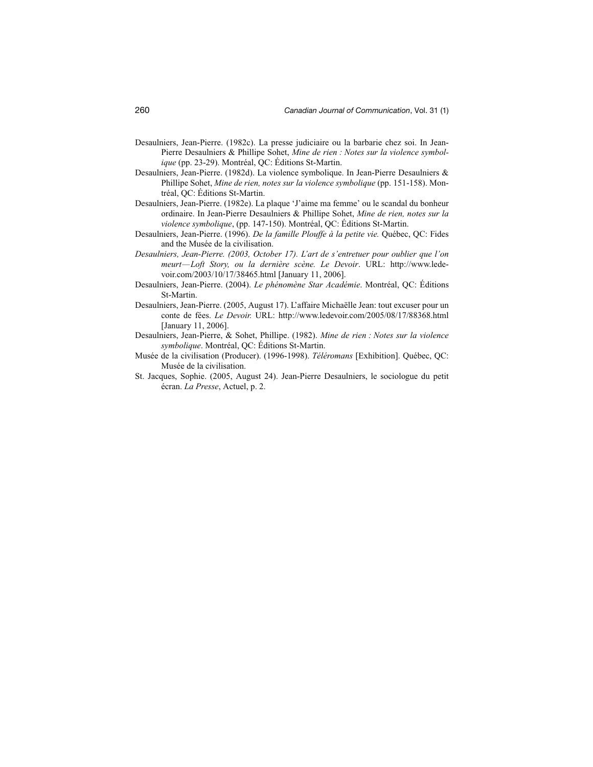Desaulniers, Jean-Pierre. (1982c). La presse judiciaire ou la barbarie chez soi. In Jean-Pierre Desaulniers & Phillipe Sohet, *Mine de rien : Notes sur la violence symbolique* (pp. 23-29). Montréal, QC: Éditions St-Martin.

Desaulniers, Jean-Pierre. (1982d). La violence symbolique. In Jean-Pierre Desaulniers & Phillipe Sohet, *Mine de rien, notes sur la violence symbolique* (pp. 151-158). Montréal, QC: Éditions St-Martin.

Desaulniers, Jean-Pierre. (1982e). La plaque 'J'aime ma femme' ou le scandal du bonheur ordinaire. In Jean-Pierre Desaulniers & Phillipe Sohet, *Mine de rien, notes sur la violence symbolique*, (pp. 147-150). Montréal, QC: Éditions St-Martin.

Desaulniers, Jean-Pierre. (1996). *De la famille Plouffe à la petite vie.* Québec, QC: Fides and the Musée de la civilisation.

*Desaulniers, Jean-Pierre. (2003, October 17). L'art de s'entretuer pour oublier que l'on meurt—Loft Story, ou la dernière scène. Le Devoir*. URL: http://www.ledevoir.com/2003/10/17/38465.html [January 11, 2006].

Desaulniers, Jean-Pierre. (2004). *Le phénomène Star Académie*. Montréal, QC: Éditions St-Martin.

Desaulniers, Jean-Pierre. (2005, August 17). L'affaire Michaëlle Jean: tout excuser pour un conte de fées. *Le Devoir.* URL: http://www.ledevoir.com/2005/08/17/88368.html [January 11, 2006].

Desaulniers, Jean-Pierre, & Sohet, Phillipe. (1982). *Mine de rien : Notes sur la violence symbolique*. Montréal, QC: Éditions St-Martin.

Musée de la civilisation (Producer). (1996-1998). *Téléromans* [Exhibition]. Québec, QC: Musée de la civilisation.

St. Jacques, Sophie. (2005, August 24). Jean-Pierre Desaulniers, le sociologue du petit écran. *La Presse*, Actuel, p. 2.